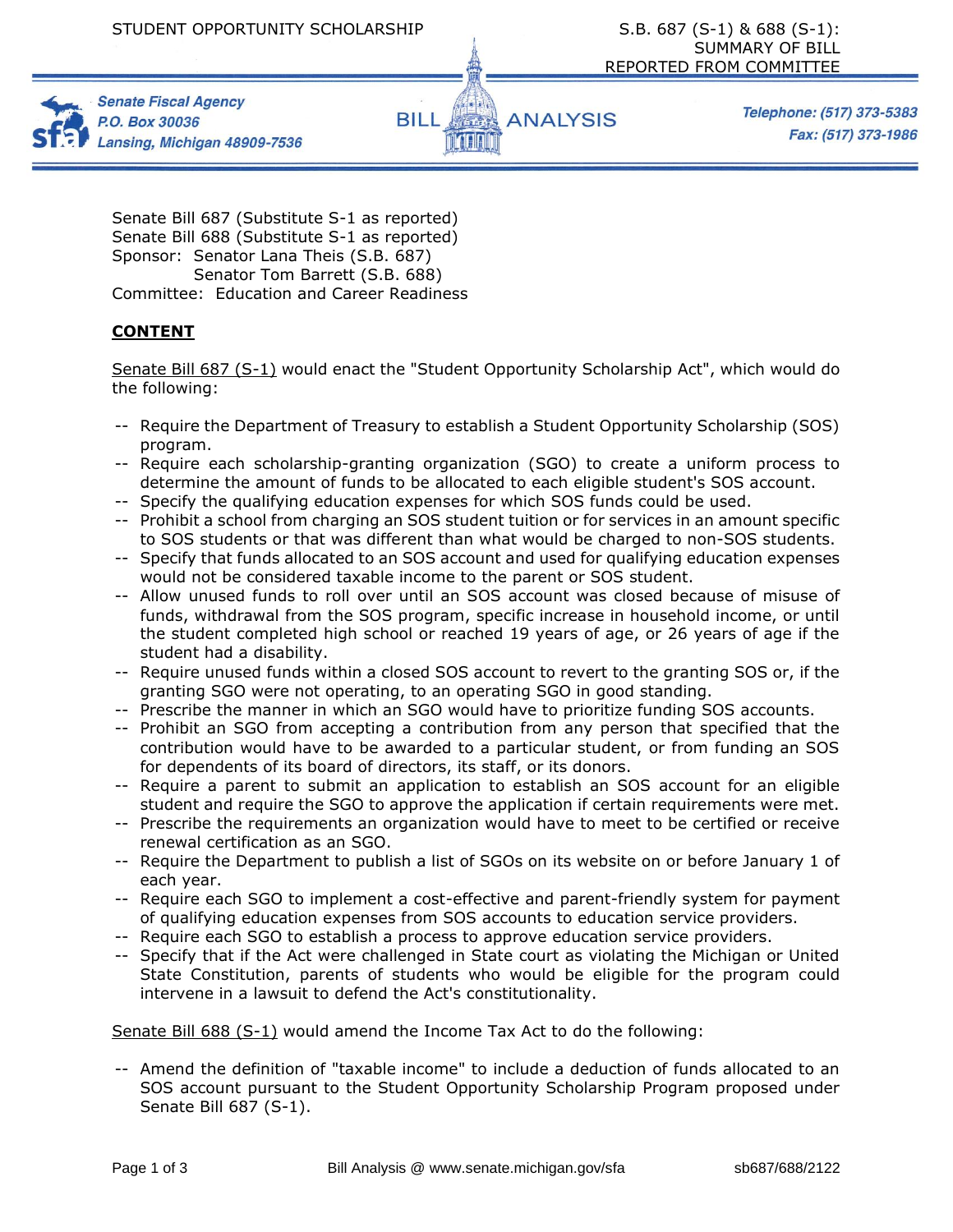STUDENT OPPORTUNITY SCHOLARSHIP

S.B. 687 (S-1) & 688 (S-1): SUMMARY OF BILL REPORTED FROM COMMITTEE

Senate Fiscal Agency
P.O. Box 30036
Lansing, Michigan 48909-7536

BILL ANALYSIS

Telephone: (517) 373-5383
Fax: (517) 373-1986

Senate Bill 687 (Substitute S-1 as reported)
Senate Bill 688 (Substitute S-1 as reported)
Sponsor: Senator Lana Theis (S.B. 687)
Senator Tom Barrett (S.B. 688)
Committee: Education and Career Readiness

## CONTENT

Senate Bill 687 (S-1) would enact the "Student Opportunity Scholarship Act", which would do the following:

- Require the Department of Treasury to establish a Student Opportunity Scholarship (SOS) program.
- Require each scholarship-granting organization (SGO) to create a uniform process to determine the amount of funds to be allocated to each eligible student's SOS account.
- Specify the qualifying education expenses for which SOS funds could be used.
- Prohibit a school from charging an SOS student tuition or for services in an amount specific to SOS students or that was different than what would be charged to non-SOS students.
- Specify that funds allocated to an SOS account and used for qualifying education expenses would not be considered taxable income to the parent or SOS student.
- Allow unused funds to roll over until an SOS account was closed because of misuse of funds, withdrawal from the SOS program, specific increase in household income, or until the student completed high school or reached 19 years of age, or 26 years of age if the student had a disability.
- Require unused funds within a closed SOS account to revert to the granting SOS or, if the granting SGO were not operating, to an operating SGO in good standing.
- Prescribe the manner in which an SGO would have to prioritize funding SOS accounts.
- Prohibit an SGO from accepting a contribution from any person that specified that the contribution would have to be awarded to a particular student, or from funding an SOS for dependents of its board of directors, its staff, or its donors.
- Require a parent to submit an application to establish an SOS account for an eligible student and require the SGO to approve the application if certain requirements were met.
- Prescribe the requirements an organization would have to meet to be certified or receive renewal certification as an SGO.
- Require the Department to publish a list of SGOs on its website on or before January 1 of each year.
- Require each SGO to implement a cost-effective and parent-friendly system for payment of qualifying education expenses from SOS accounts to education service providers.
- Require each SGO to establish a process to approve education service providers.
- Specify that if the Act were challenged in State court as violating the Michigan or United State Constitution, parents of students who would be eligible for the program could intervene in a lawsuit to defend the Act's constitutionality.

Senate Bill 688 (S-1) would amend the Income Tax Act to do the following:

- Amend the definition of "taxable income" to include a deduction of funds allocated to an SOS account pursuant to the Student Opportunity Scholarship Program proposed under Senate Bill 687 (S-1).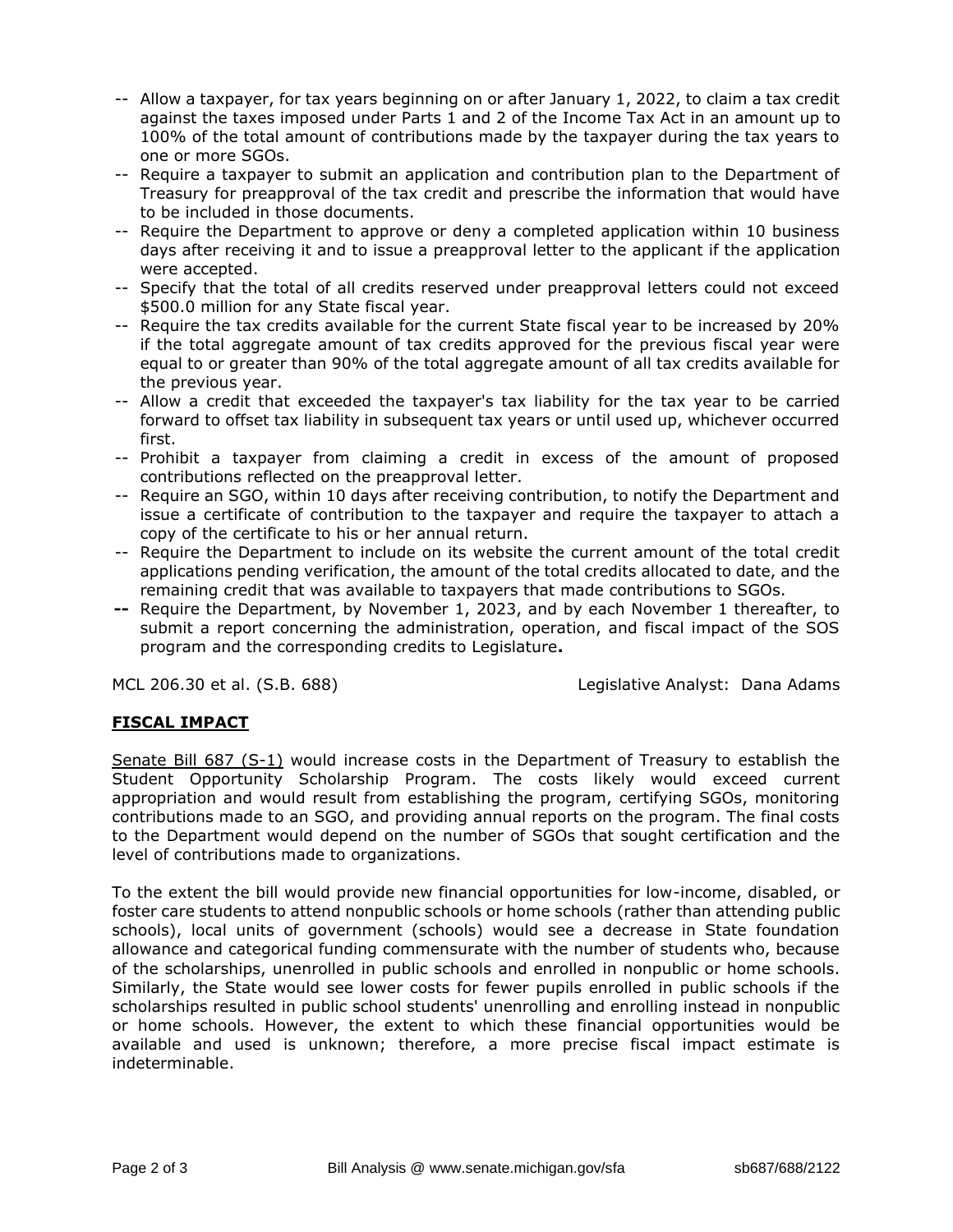-- Allow a taxpayer, for tax years beginning on or after January 1, 2022, to claim a tax credit against the taxes imposed under Parts 1 and 2 of the Income Tax Act in an amount up to 100% of the total amount of contributions made by the taxpayer during the tax years to one or more SGOs.

-- Require a taxpayer to submit an application and contribution plan to the Department of Treasury for preapproval of the tax credit and prescribe the information that would have to be included in those documents.

-- Require the Department to approve or deny a completed application within 10 business days after receiving it and to issue a preapproval letter to the applicant if the application were accepted.

-- Specify that the total of all credits reserved under preapproval letters could not exceed \$500.0 million for any State fiscal year.

-- Require the tax credits available for the current State fiscal year to be increased by 20% if the total aggregate amount of tax credits approved for the previous fiscal year were equal to or greater than 90% of the total aggregate amount of all tax credits available for the previous year.

-- Allow a credit that exceeded the taxpayer's tax liability for the tax year to be carried forward to offset tax liability in subsequent tax years or until used up, whichever occurred first.

-- Prohibit a taxpayer from claiming a credit in excess of the amount of proposed contributions reflected on the preapproval letter.

-- Require an SGO, within 10 days after receiving contribution, to notify the Department and issue a certificate of contribution to the taxpayer and require the taxpayer to attach a copy of the certificate to his or her annual return.

-- Require the Department to include on its website the current amount of the total credit applications pending verification, the amount of the total credits allocated to date, and the remaining credit that was available to taxpayers that made contributions to SGOs.

**--** Require the Department, by November 1, 2023, and by each November 1 thereafter, to submit a report concerning the administration, operation, and fiscal impact of the SOS program and the corresponding credits to Legislature**.**

MCL 206.30 et al. (S.B. 688) Legislative Analyst: Dana Adams

## **FISCAL IMPACT**

Senate Bill 687 (S-1) would increase costs in the Department of Treasury to establish the Student Opportunity Scholarship Program. The costs likely would exceed current appropriation and would result from establishing the program, certifying SGOs, monitoring contributions made to an SGO, and providing annual reports on the program. The final costs to the Department would depend on the number of SGOs that sought certification and the level of contributions made to organizations.

To the extent the bill would provide new financial opportunities for low-income, disabled, or foster care students to attend nonpublic schools or home schools (rather than attending public schools), local units of government (schools) would see a decrease in State foundation allowance and categorical funding commensurate with the number of students who, because of the scholarships, unenrolled in public schools and enrolled in nonpublic or home schools. Similarly, the State would see lower costs for fewer pupils enrolled in public schools if the scholarships resulted in public school students' unenrolling and enrolling instead in nonpublic or home schools. However, the extent to which these financial opportunities would be available and used is unknown; therefore, a more precise fiscal impact estimate is indeterminable.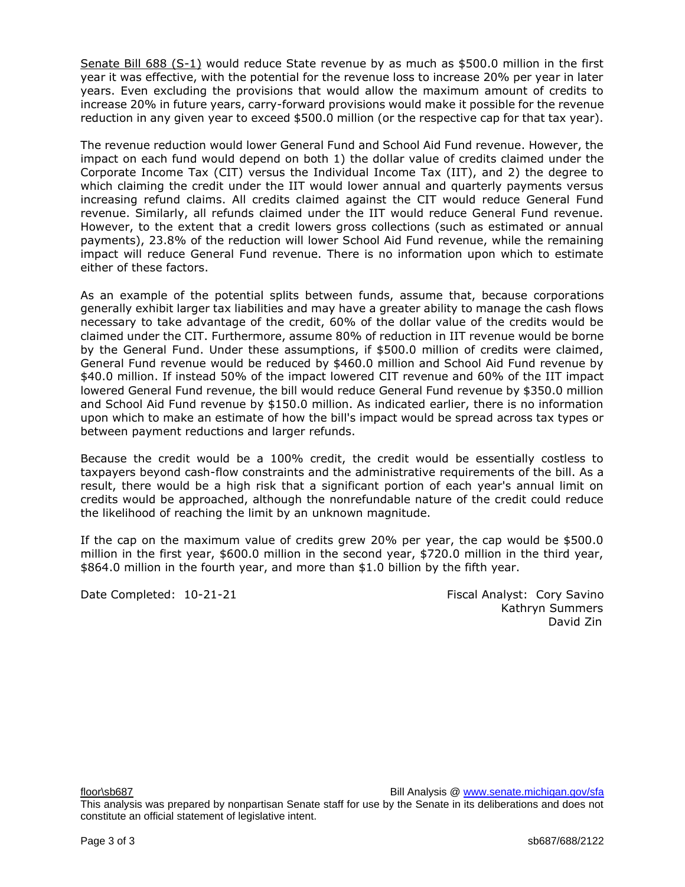Senate Bill 688 (S-1) would reduce State revenue by as much as $500.0 million in the first year it was effective, with the potential for the revenue loss to increase 20% per year in later years. Even excluding the provisions that would allow the maximum amount of credits to increase 20% in future years, carry-forward provisions would make it possible for the revenue reduction in any given year to exceed $500.0 million (or the respective cap for that tax year).

The revenue reduction would lower General Fund and School Aid Fund revenue. However, the impact on each fund would depend on both 1) the dollar value of credits claimed under the Corporate Income Tax (CIT) versus the Individual Income Tax (IIT), and 2) the degree to which claiming the credit under the IIT would lower annual and quarterly payments versus increasing refund claims. All credits claimed against the CIT would reduce General Fund revenue. Similarly, all refunds claimed under the IIT would reduce General Fund revenue. However, to the extent that a credit lowers gross collections (such as estimated or annual payments), 23.8% of the reduction will lower School Aid Fund revenue, while the remaining impact will reduce General Fund revenue. There is no information upon which to estimate either of these factors.

As an example of the potential splits between funds, assume that, because corporations generally exhibit larger tax liabilities and may have a greater ability to manage the cash flows necessary to take advantage of the credit, 60% of the dollar value of the credits would be claimed under the CIT. Furthermore, assume 80% of reduction in IIT revenue would be borne by the General Fund. Under these assumptions, if $500.0 million of credits were claimed, General Fund revenue would be reduced by $460.0 million and School Aid Fund revenue by $40.0 million. If instead 50% of the impact lowered CIT revenue and 60% of the IIT impact lowered General Fund revenue, the bill would reduce General Fund revenue by $350.0 million and School Aid Fund revenue by $150.0 million. As indicated earlier, there is no information upon which to make an estimate of how the bill's impact would be spread across tax types or between payment reductions and larger refunds.

Because the credit would be a 100% credit, the credit would be essentially costless to taxpayers beyond cash-flow constraints and the administrative requirements of the bill. As a result, there would be a high risk that a significant portion of each year's annual limit on credits would be approached, although the nonrefundable nature of the credit could reduce the likelihood of reaching the limit by an unknown magnitude.

If the cap on the maximum value of credits grew 20% per year, the cap would be $500.0 million in the first year, $600.0 million in the second year, $720.0 million in the third year, $864.0 million in the fourth year, and more than $1.0 billion by the fifth year.

Date Completed: 10-21-21

Fiscal Analyst: Cory Savino
Kathryn Summers
David Zin

floor\sb687

Bill Analysis @ www.senate.michigan.gov/sfa

This analysis was prepared by nonpartisan Senate staff for use by the Senate in its deliberations and does not constitute an official statement of legislative intent.